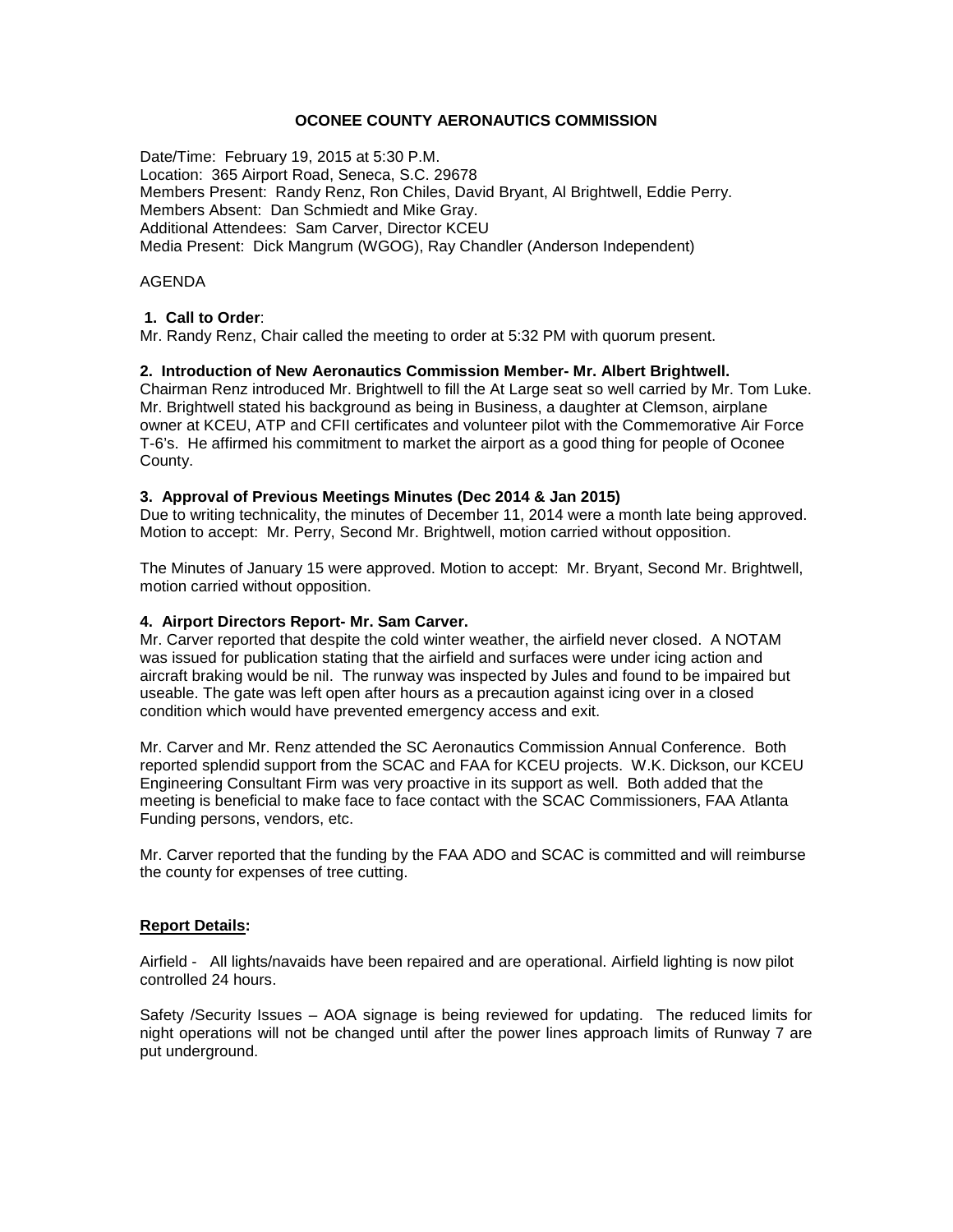**OCONEE COUNTY AERONAUTICS COMMISSION**

Date/Time: February 19, 2015 at 5:30 P.M.
Location: 365 Airport Road, Seneca, S.C. 29678
Members Present: Randy Renz, Ron Chiles, David Bryant, Al Brightwell, Eddie Perry.
Members Absent: Dan Schmiedt and Mike Gray.
Additional Attendees: Sam Carver, Director KCEU
Media Present: Dick Mangrum (WGOG), Ray Chandler (Anderson Independent)

AGENDA

**1. Call to Order**:
Mr. Randy Renz, Chair called the meeting to order at 5:32 PM with quorum present.

**2. Introduction of New Aeronautics Commission Member- Mr. Albert Brightwell.**
Chairman Renz introduced Mr. Brightwell to fill the At Large seat so well carried by Mr. Tom Luke. Mr. Brightwell stated his background as being in Business, a daughter at Clemson, airplane owner at KCEU, ATP and CFII certificates and volunteer pilot with the Commemorative Air Force T-6's. He affirmed his commitment to market the airport as a good thing for people of Oconee County.

**3. Approval of Previous Meetings Minutes (Dec 2014 & Jan 2015)**
Due to writing technicality, the minutes of December 11, 2014 were a month late being approved. Motion to accept: Mr. Perry, Second Mr. Brightwell, motion carried without opposition.

The Minutes of January 15 were approved. Motion to accept: Mr. Bryant, Second Mr. Brightwell, motion carried without opposition.

**4. Airport Directors Report- Mr. Sam Carver.**
Mr. Carver reported that despite the cold winter weather, the airfield never closed. A NOTAM was issued for publication stating that the airfield and surfaces were under icing action and aircraft braking would be nil. The runway was inspected by Jules and found to be impaired but useable. The gate was left open after hours as a precaution against icing over in a closed condition which would have prevented emergency access and exit.

Mr. Carver and Mr. Renz attended the SC Aeronautics Commission Annual Conference. Both reported splendid support from the SCAC and FAA for KCEU projects. W.K. Dickson, our KCEU Engineering Consultant Firm was very proactive in its support as well. Both added that the meeting is beneficial to make face to face contact with the SCAC Commissioners, FAA Atlanta Funding persons, vendors, etc.

Mr. Carver reported that the funding by the FAA ADO and SCAC is committed and will reimburse the county for expenses of tree cutting.

**<u>Report Details</u>:**

Airfield - All lights/navaids have been repaired and are operational. Airfield lighting is now pilot controlled 24 hours.

Safety /Security Issues – AOA signage is being reviewed for updating. The reduced limits for night operations will not be changed until after the power lines approach limits of Runway 7 are put underground.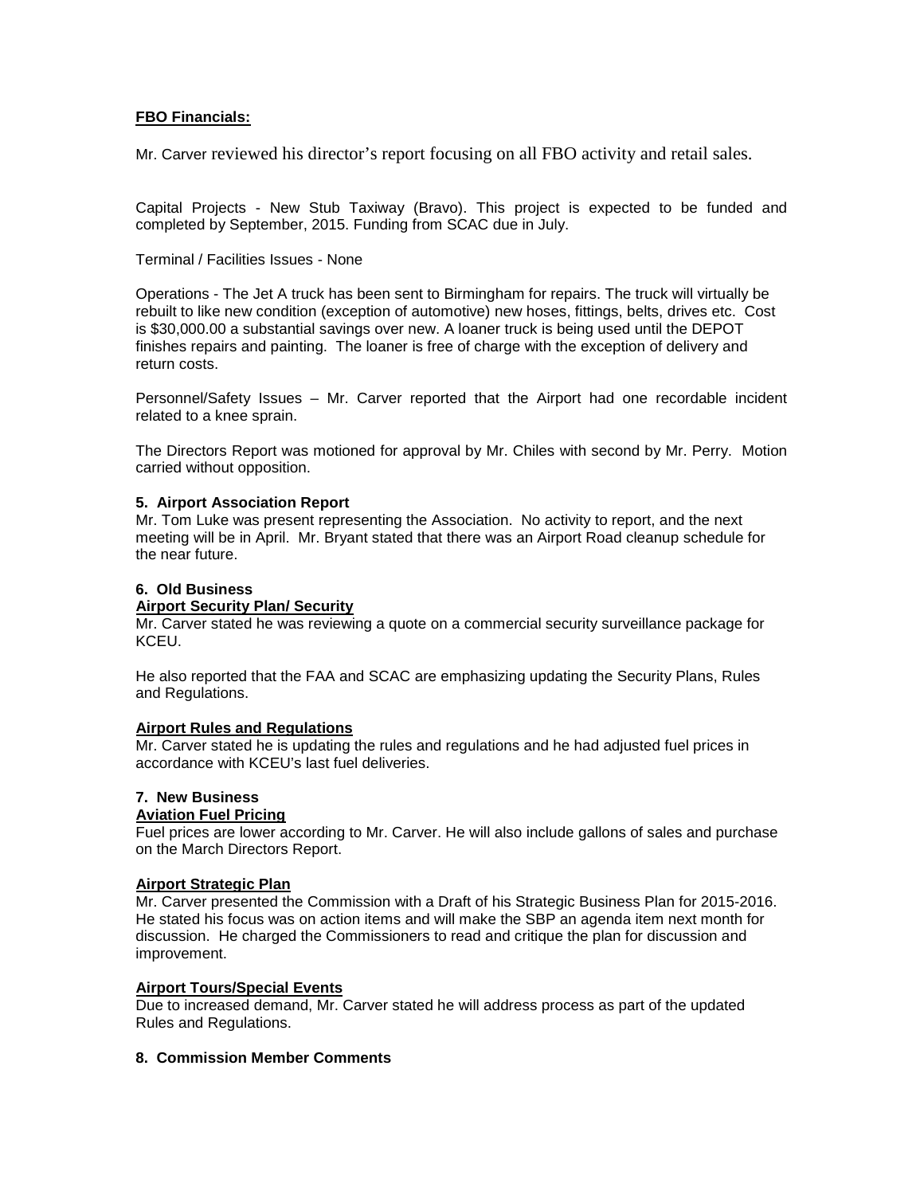**FBO Financials:**

Mr. Carver reviewed his director's report focusing on all FBO activity and retail sales.

Capital Projects - New Stub Taxiway (Bravo). This project is expected to be funded and completed by September, 2015. Funding from SCAC due in July.

Terminal / Facilities Issues - None

Operations - The Jet A truck has been sent to Birmingham for repairs. The truck will virtually be rebuilt to like new condition (exception of automotive) new hoses, fittings, belts, drives etc. Cost is $30,000.00 a substantial savings over new. A loaner truck is being used until the DEPOT finishes repairs and painting. The loaner is free of charge with the exception of delivery and return costs.

Personnel/Safety Issues – Mr. Carver reported that the Airport had one recordable incident related to a knee sprain.

The Directors Report was motioned for approval by Mr. Chiles with second by Mr. Perry. Motion carried without opposition.

**5. Airport Association Report**

Mr. Tom Luke was present representing the Association. No activity to report, and the next meeting will be in April. Mr. Bryant stated that there was an Airport Road cleanup schedule for the near future.

**6. Old Business**

**Airport Security Plan/ Security**

Mr. Carver stated he was reviewing a quote on a commercial security surveillance package for KCEU.

He also reported that the FAA and SCAC are emphasizing updating the Security Plans, Rules and Regulations.

**Airport Rules and Regulations**

Mr. Carver stated he is updating the rules and regulations and he had adjusted fuel prices in accordance with KCEU's last fuel deliveries.

**7. New Business**

**Aviation Fuel Pricing**

Fuel prices are lower according to Mr. Carver. He will also include gallons of sales and purchase on the March Directors Report.

**Airport Strategic Plan**

Mr. Carver presented the Commission with a Draft of his Strategic Business Plan for 2015-2016. He stated his focus was on action items and will make the SBP an agenda item next month for discussion. He charged the Commissioners to read and critique the plan for discussion and improvement.

**Airport Tours/Special Events**

Due to increased demand, Mr. Carver stated he will address process as part of the updated Rules and Regulations.

**8. Commission Member Comments**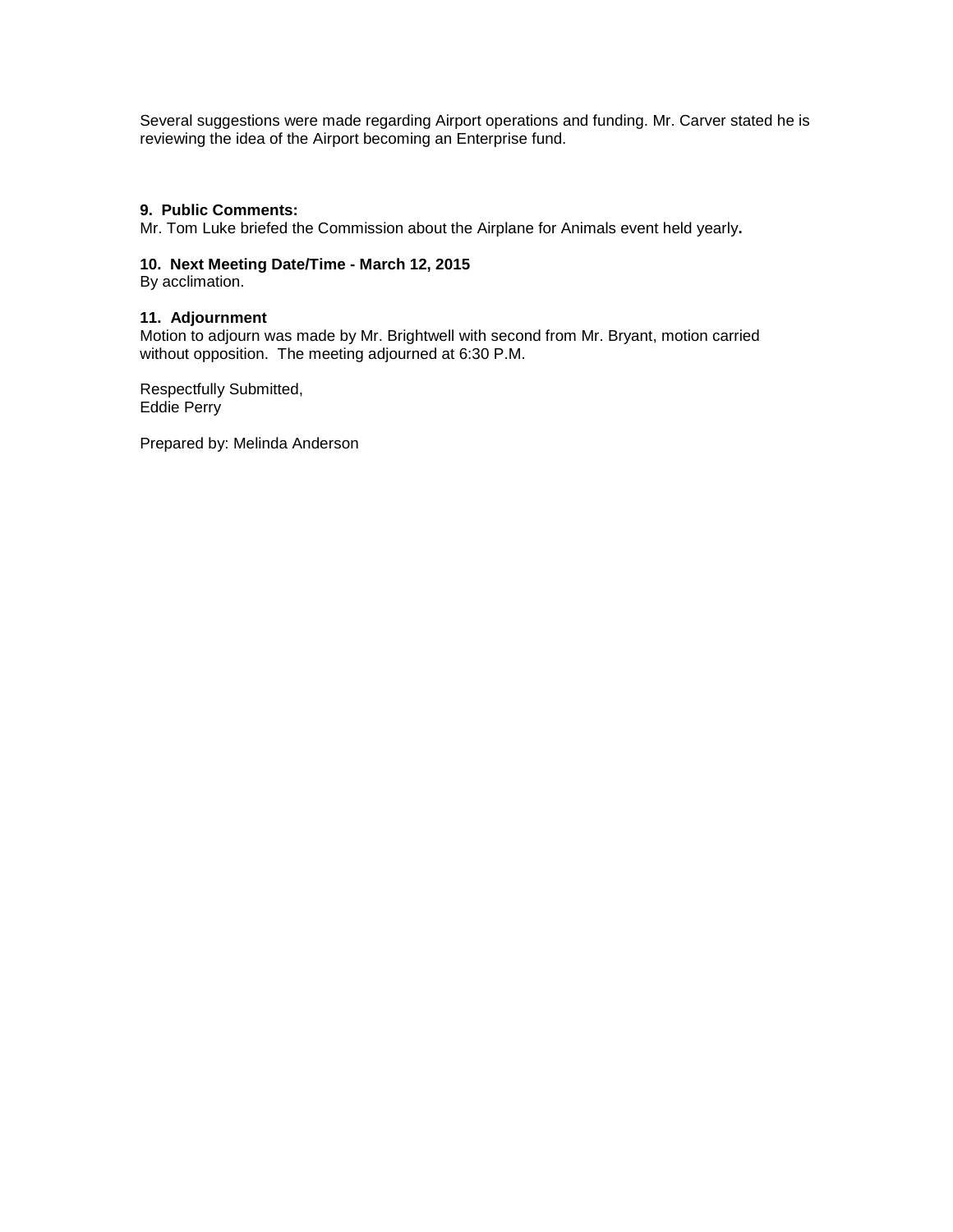Several suggestions were made regarding Airport operations and funding. Mr. Carver stated he is reviewing the idea of the Airport becoming an Enterprise fund.

**9. Public Comments:**
Mr. Tom Luke briefed the Commission about the Airplane for Animals event held yearly**.**

**10. Next Meeting Date/Time - March 12, 2015**
By acclimation.

**11. Adjournment**
Motion to adjourn was made by Mr. Brightwell with second from Mr. Bryant, motion carried without opposition. The meeting adjourned at 6:30 P.M.

Respectfully Submitted,
Eddie Perry

Prepared by: Melinda Anderson